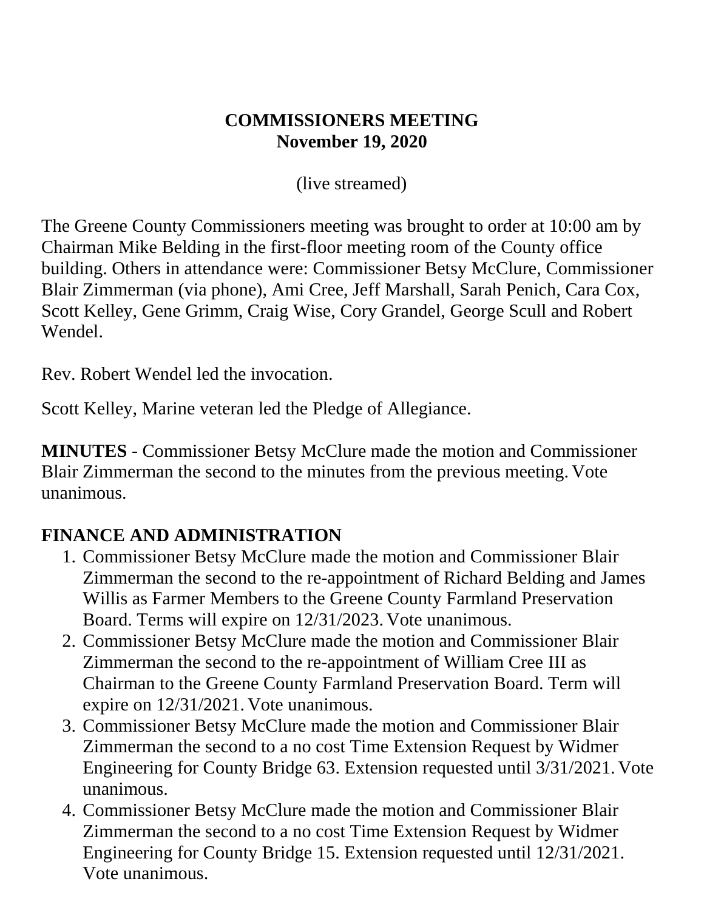# COMMISSIONERS MEETING
## November 19, 2020

(live streamed)

The Greene County Commissioners meeting was brought to order at 10:00 am by Chairman Mike Belding in the first-floor meeting room of the County office building. Others in attendance were: Commissioner Betsy McClure, Commissioner Blair Zimmerman (via phone), Ami Cree, Jeff Marshall, Sarah Penich, Cara Cox, Scott Kelley, Gene Grimm, Craig Wise, Cory Grandel, George Scull and Robert Wendel.

Rev. Robert Wendel led the invocation.

Scott Kelley, Marine veteran led the Pledge of Allegiance.

**MINUTES** - Commissioner Betsy McClure made the motion and Commissioner Blair Zimmerman the second to the minutes from the previous meeting. Vote unanimous.

## FINANCE AND ADMINISTRATION

1. Commissioner Betsy McClure made the motion and Commissioner Blair Zimmerman the second to the re-appointment of Richard Belding and James Willis as Farmer Members to the Greene County Farmland Preservation Board. Terms will expire on 12/31/2023. Vote unanimous.
2. Commissioner Betsy McClure made the motion and Commissioner Blair Zimmerman the second to the re-appointment of William Cree III as Chairman to the Greene County Farmland Preservation Board. Term will expire on 12/31/2021. Vote unanimous.
3. Commissioner Betsy McClure made the motion and Commissioner Blair Zimmerman the second to a no cost Time Extension Request by Widmer Engineering for County Bridge 63. Extension requested until 3/31/2021. Vote unanimous.
4. Commissioner Betsy McClure made the motion and Commissioner Blair Zimmerman the second to a no cost Time Extension Request by Widmer Engineering for County Bridge 15. Extension requested until 12/31/2021. Vote unanimous.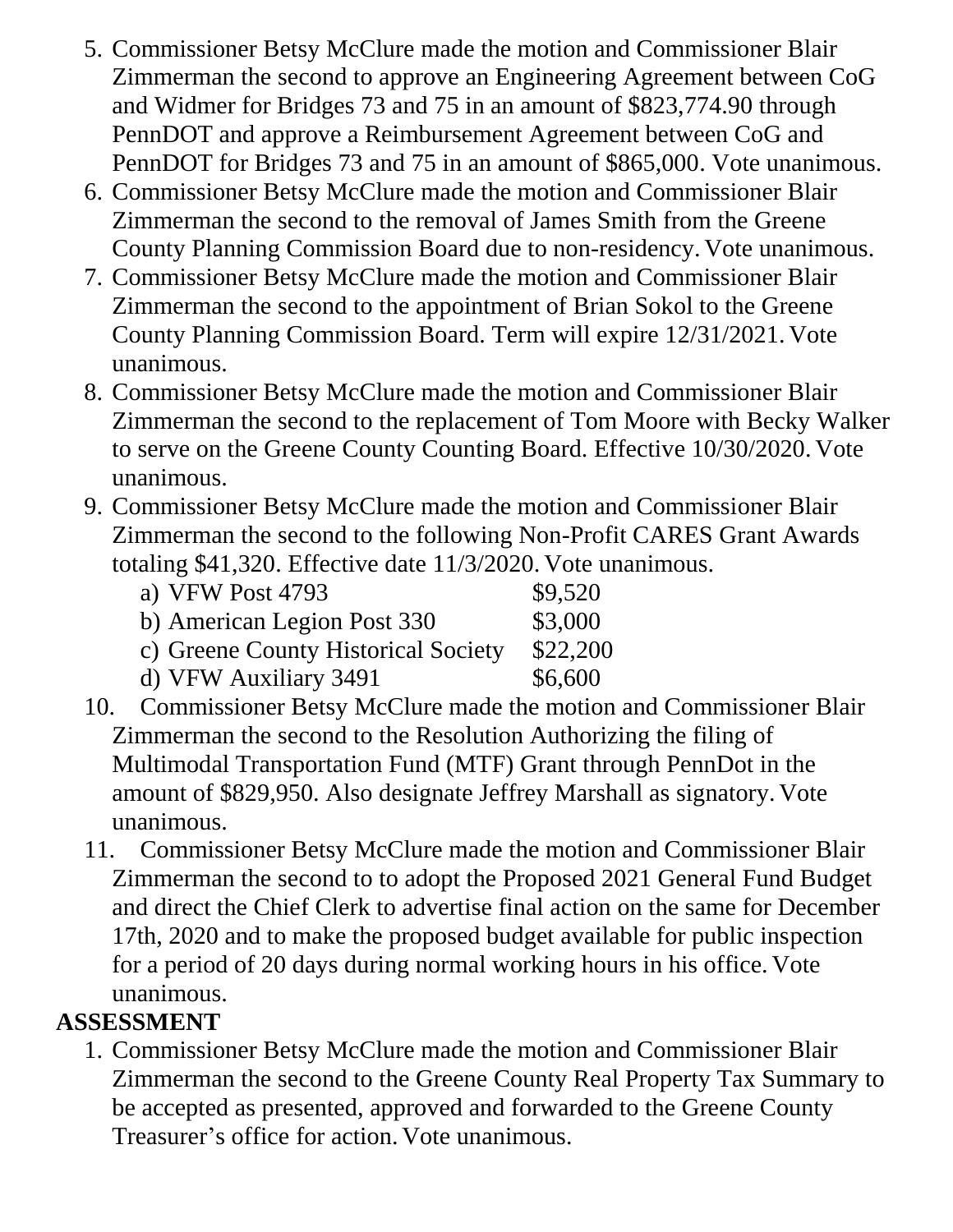5. Commissioner Betsy McClure made the motion and Commissioner Blair Zimmerman the second to approve an Engineering Agreement between CoG and Widmer for Bridges 73 and 75 in an amount of $823,774.90 through PennDOT and approve a Reimbursement Agreement between CoG and PennDOT for Bridges 73 and 75 in an amount of $865,000. Vote unanimous.
6. Commissioner Betsy McClure made the motion and Commissioner Blair Zimmerman the second to the removal of James Smith from the Greene County Planning Commission Board due to non-residency. Vote unanimous.
7. Commissioner Betsy McClure made the motion and Commissioner Blair Zimmerman the second to the appointment of Brian Sokol to the Greene County Planning Commission Board. Term will expire 12/31/2021. Vote unanimous.
8. Commissioner Betsy McClure made the motion and Commissioner Blair Zimmerman the second to the replacement of Tom Moore with Becky Walker to serve on the Greene County Counting Board. Effective 10/30/2020. Vote unanimous.
9. Commissioner Betsy McClure made the motion and Commissioner Blair Zimmerman the second to the following Non-Profit CARES Grant Awards totaling $41,320. Effective date 11/3/2020. Vote unanimous.
   a) VFW Post 4793 $9,520
   b) American Legion Post 330 $3,000
   c) Greene County Historical Society $22,200
   d) VFW Auxiliary 3491 $6,600
10. Commissioner Betsy McClure made the motion and Commissioner Blair Zimmerman the second to the Resolution Authorizing the filing of Multimodal Transportation Fund (MTF) Grant through PennDot in the amount of $829,950. Also designate Jeffrey Marshall as signatory. Vote unanimous.
11. Commissioner Betsy McClure made the motion and Commissioner Blair Zimmerman the second to to adopt the Proposed 2021 General Fund Budget and direct the Chief Clerk to advertise final action on the same for December 17th, 2020 and to make the proposed budget available for public inspection for a period of 20 days during normal working hours in his office. Vote unanimous.

**ASSESSMENT**

1. Commissioner Betsy McClure made the motion and Commissioner Blair Zimmerman the second to the Greene County Real Property Tax Summary to be accepted as presented, approved and forwarded to the Greene County Treasurer's office for action. Vote unanimous.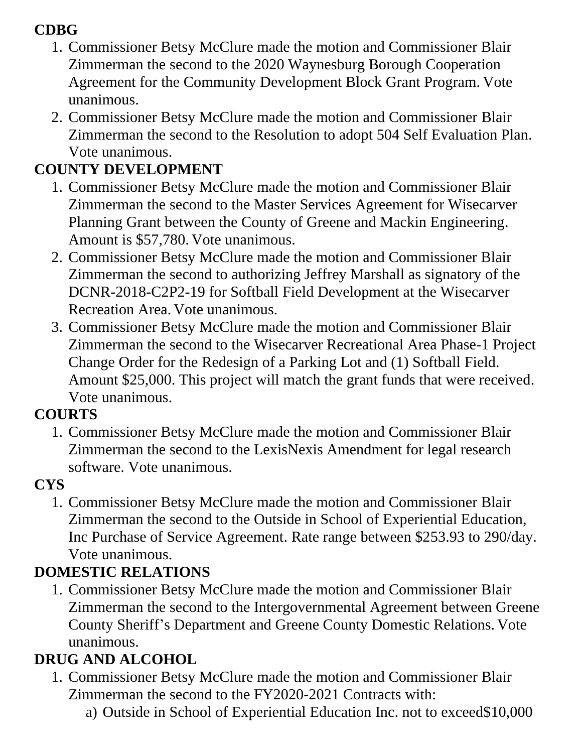**CDBG**

1. Commissioner Betsy McClure made the motion and Commissioner Blair Zimmerman the second to the 2020 Waynesburg Borough Cooperation Agreement for the Community Development Block Grant Program. Vote unanimous.
2. Commissioner Betsy McClure made the motion and Commissioner Blair Zimmerman the second to the Resolution to adopt 504 Self Evaluation Plan. Vote unanimous.

**COUNTY DEVELOPMENT**

1. Commissioner Betsy McClure made the motion and Commissioner Blair Zimmerman the second to the Master Services Agreement for Wisecarver Planning Grant between the County of Greene and Mackin Engineering. Amount is $57,780. Vote unanimous.
2. Commissioner Betsy McClure made the motion and Commissioner Blair Zimmerman the second to authorizing Jeffrey Marshall as signatory of the DCNR-2018-C2P2-19 for Softball Field Development at the Wisecarver Recreation Area. Vote unanimous.
3. Commissioner Betsy McClure made the motion and Commissioner Blair Zimmerman the second to the Wisecarver Recreational Area Phase-1 Project Change Order for the Redesign of a Parking Lot and (1) Softball Field. Amount $25,000. This project will match the grant funds that were received. Vote unanimous.

**COURTS**

1. Commissioner Betsy McClure made the motion and Commissioner Blair Zimmerman the second to the LexisNexis Amendment for legal research software. Vote unanimous.

**CYS**

1. Commissioner Betsy McClure made the motion and Commissioner Blair Zimmerman the second to the Outside in School of Experiential Education, Inc Purchase of Service Agreement. Rate range between $253.93 to 290/day. Vote unanimous.

**DOMESTIC RELATIONS**

1. Commissioner Betsy McClure made the motion and Commissioner Blair Zimmerman the second to the Intergovernmental Agreement between Greene County Sheriff's Department and Greene County Domestic Relations. Vote unanimous.

**DRUG AND ALCOHOL**

1. Commissioner Betsy McClure made the motion and Commissioner Blair Zimmerman the second to the FY2020-2021 Contracts with:
   a) Outside in School of Experiential Education Inc. not to exceed$10,000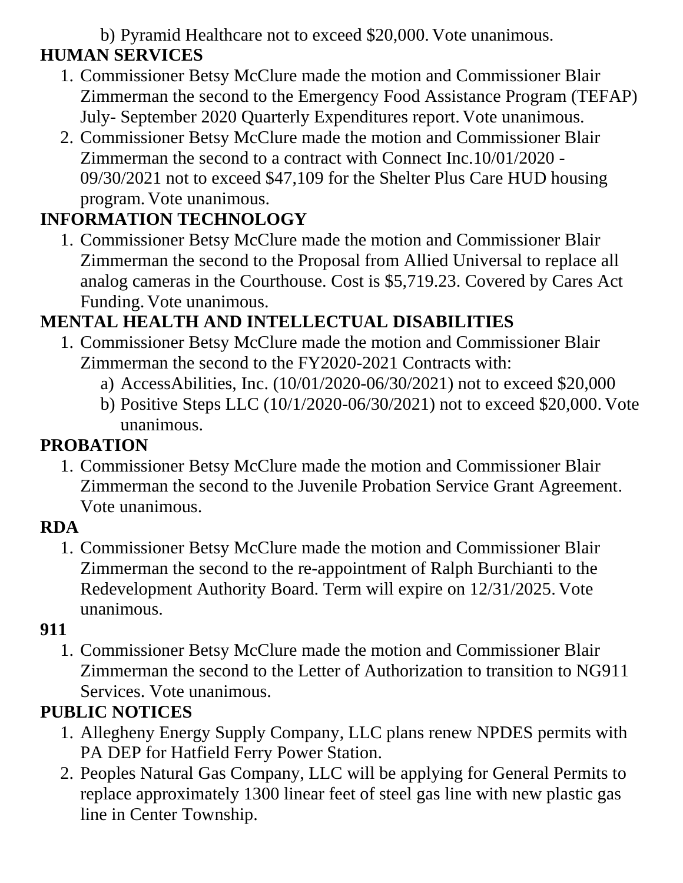b) Pyramid Healthcare not to exceed $20,000. Vote unanimous.

**HUMAN SERVICES**

1. Commissioner Betsy McClure made the motion and Commissioner Blair Zimmerman the second to the Emergency Food Assistance Program (TEFAP) July- September 2020 Quarterly Expenditures report. Vote unanimous.
2. Commissioner Betsy McClure made the motion and Commissioner Blair Zimmerman the second to a contract with Connect Inc.10/01/2020 - 09/30/2021 not to exceed $47,109 for the Shelter Plus Care HUD housing program. Vote unanimous.

**INFORMATION TECHNOLOGY**

1. Commissioner Betsy McClure made the motion and Commissioner Blair Zimmerman the second to the Proposal from Allied Universal to replace all analog cameras in the Courthouse. Cost is $5,719.23. Covered by Cares Act Funding. Vote unanimous.

**MENTAL HEALTH AND INTELLECTUAL DISABILITIES**

1. Commissioner Betsy McClure made the motion and Commissioner Blair Zimmerman the second to the FY2020-2021 Contracts with:
   a) AccessAbilities, Inc. (10/01/2020-06/30/2021) not to exceed $20,000
   b) Positive Steps LLC (10/1/2020-06/30/2021) not to exceed $20,000. Vote unanimous.

**PROBATION**

1. Commissioner Betsy McClure made the motion and Commissioner Blair Zimmerman the second to the Juvenile Probation Service Grant Agreement. Vote unanimous.

**RDA**

1. Commissioner Betsy McClure made the motion and Commissioner Blair Zimmerman the second to the re-appointment of Ralph Burchianti to the Redevelopment Authority Board. Term will expire on 12/31/2025. Vote unanimous.

**911**

1. Commissioner Betsy McClure made the motion and Commissioner Blair Zimmerman the second to the Letter of Authorization to transition to NG911 Services. Vote unanimous.

**PUBLIC NOTICES**

1. Allegheny Energy Supply Company, LLC plans renew NPDES permits with PA DEP for Hatfield Ferry Power Station.
2. Peoples Natural Gas Company, LLC will be applying for General Permits to replace approximately 1300 linear feet of steel gas line with new plastic gas line in Center Township.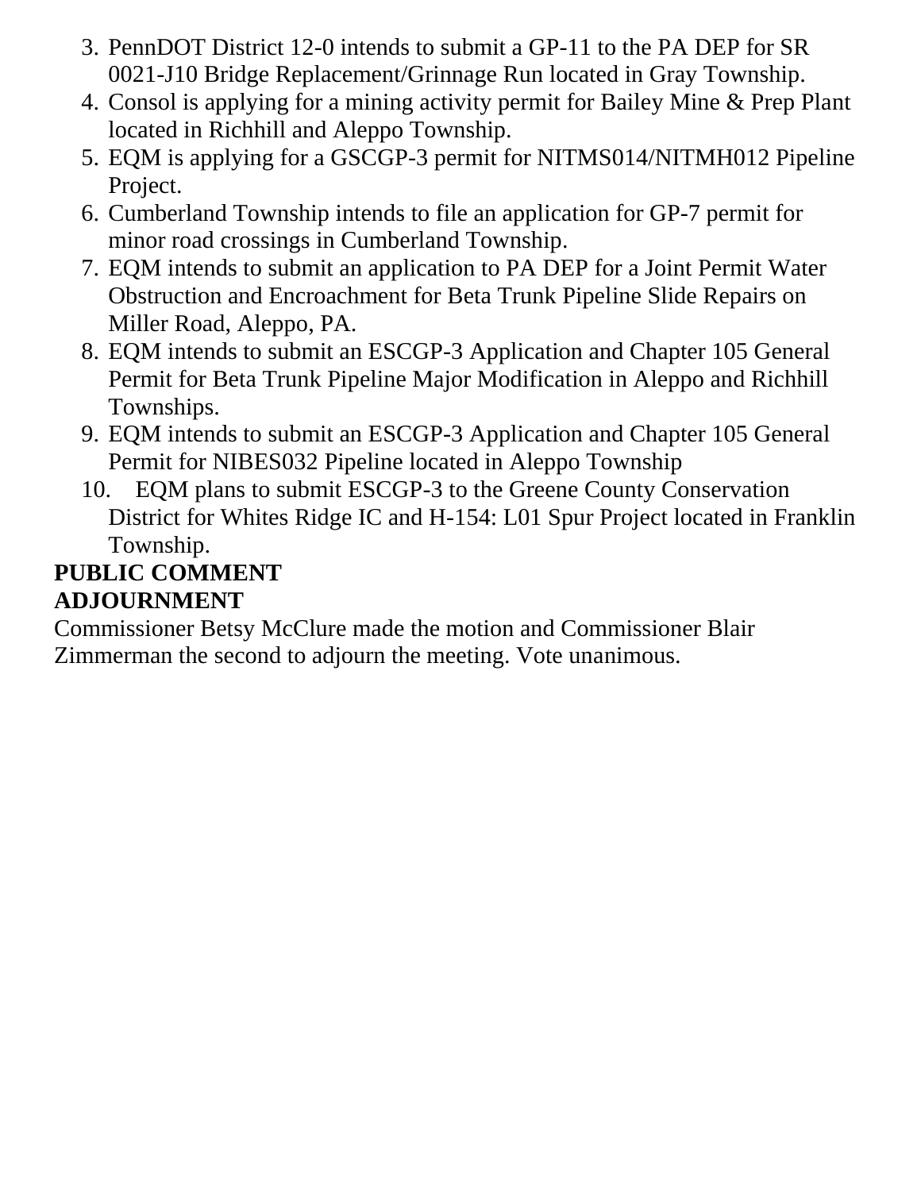3. PennDOT District 12-0 intends to submit a GP-11 to the PA DEP for SR 0021-J10 Bridge Replacement/Grinnage Run located in Gray Township.
4. Consol is applying for a mining activity permit for Bailey Mine & Prep Plant located in Richhill and Aleppo Township.
5. EQM is applying for a GSCGP-3 permit for NITMS014/NITMH012 Pipeline Project.
6. Cumberland Township intends to file an application for GP-7 permit for minor road crossings in Cumberland Township.
7. EQM intends to submit an application to PA DEP for a Joint Permit Water Obstruction and Encroachment for Beta Trunk Pipeline Slide Repairs on Miller Road, Aleppo, PA.
8. EQM intends to submit an ESCGP-3 Application and Chapter 105 General Permit for Beta Trunk Pipeline Major Modification in Aleppo and Richhill Townships.
9. EQM intends to submit an ESCGP-3 Application and Chapter 105 General Permit for NIBES032 Pipeline located in Aleppo Township
10. EQM plans to submit ESCGP-3 to the Greene County Conservation District for Whites Ridge IC and H-154: L01 Spur Project located in Franklin Township.

**PUBLIC COMMENT**

**ADJOURNMENT**

Commissioner Betsy McClure made the motion and Commissioner Blair Zimmerman the second to adjourn the meeting. Vote unanimous.